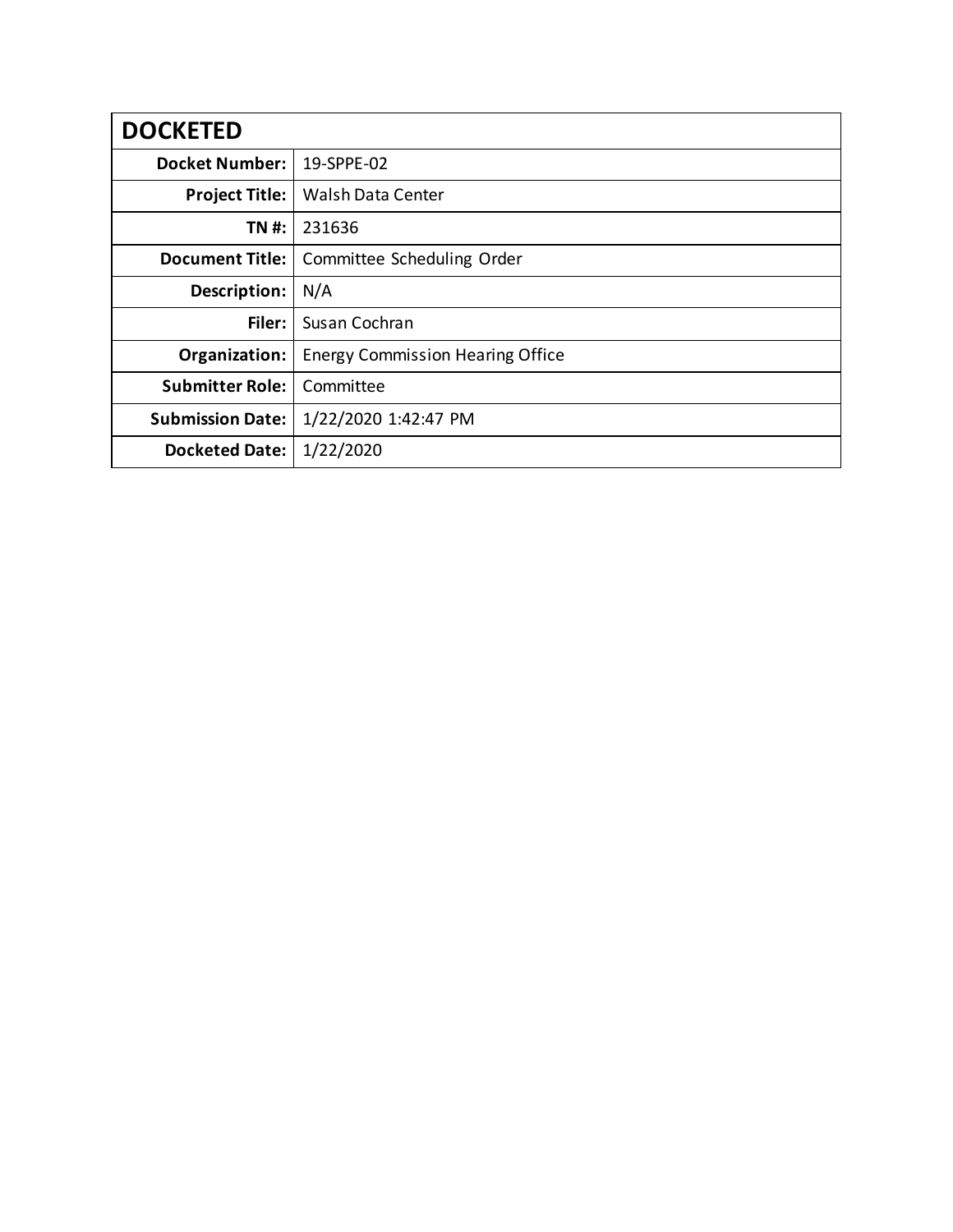| DOCKETED | |
|---|---|
| **Docket Number:** | 19-SPPE-02 |
| **Project Title:** | Walsh Data Center |
| **TN #:** | 231636 |
| **Document Title:** | Committee Scheduling Order |
| **Description:** | N/A |
| **Filer:** | Susan Cochran |
| **Organization:** | Energy Commission Hearing Office |
| **Submitter Role:** | Committee |
| **Submission Date:** | 1/22/2020 1:42:47 PM |
| **Docketed Date:** | 1/22/2020 |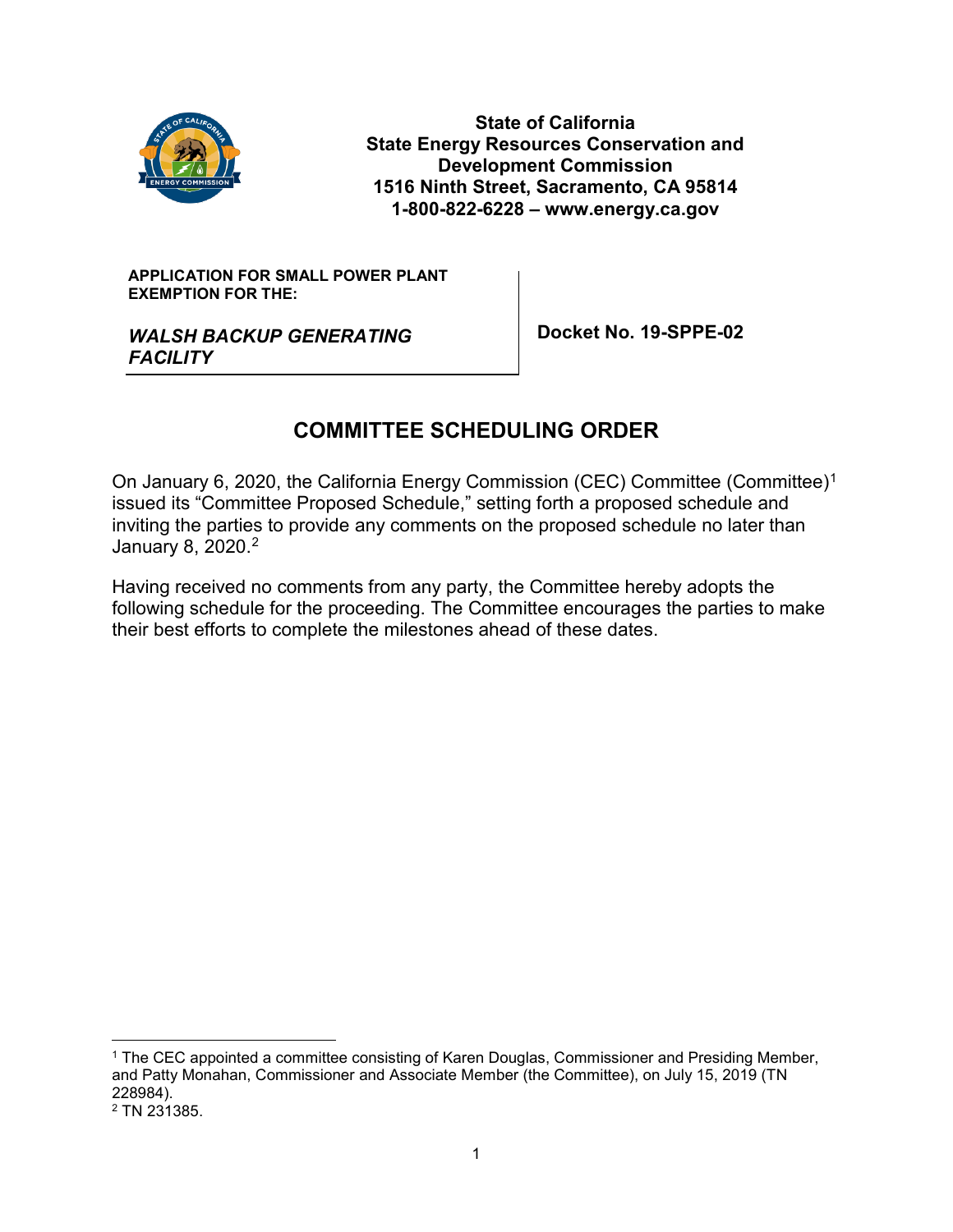State of California
State Energy Resources Conservation and Development Commission
1516 Ninth Street, Sacramento, CA 95814
1-800-822-6228 – www.energy.ca.gov

**APPLICATION FOR SMALL POWER PLANT EXEMPTION FOR THE:**

***WALSH BACKUP GENERATING FACILITY***

**Docket No. 19-SPPE-02**

# COMMITTEE SCHEDULING ORDER

On January 6, 2020, the California Energy Commission (CEC) Committee (Committee)[1] issued its "Committee Proposed Schedule," setting forth a proposed schedule and inviting the parties to provide any comments on the proposed schedule no later than January 8, 2020.[2]

Having received no comments from any party, the Committee hereby adopts the following schedule for the proceeding. The Committee encourages the parties to make their best efforts to complete the milestones ahead of these dates.

[1] The CEC appointed a committee consisting of Karen Douglas, Commissioner and Presiding Member, and Patty Monahan, Commissioner and Associate Member (the Committee), on July 15, 2019 (TN 228984).

[2] TN 231385.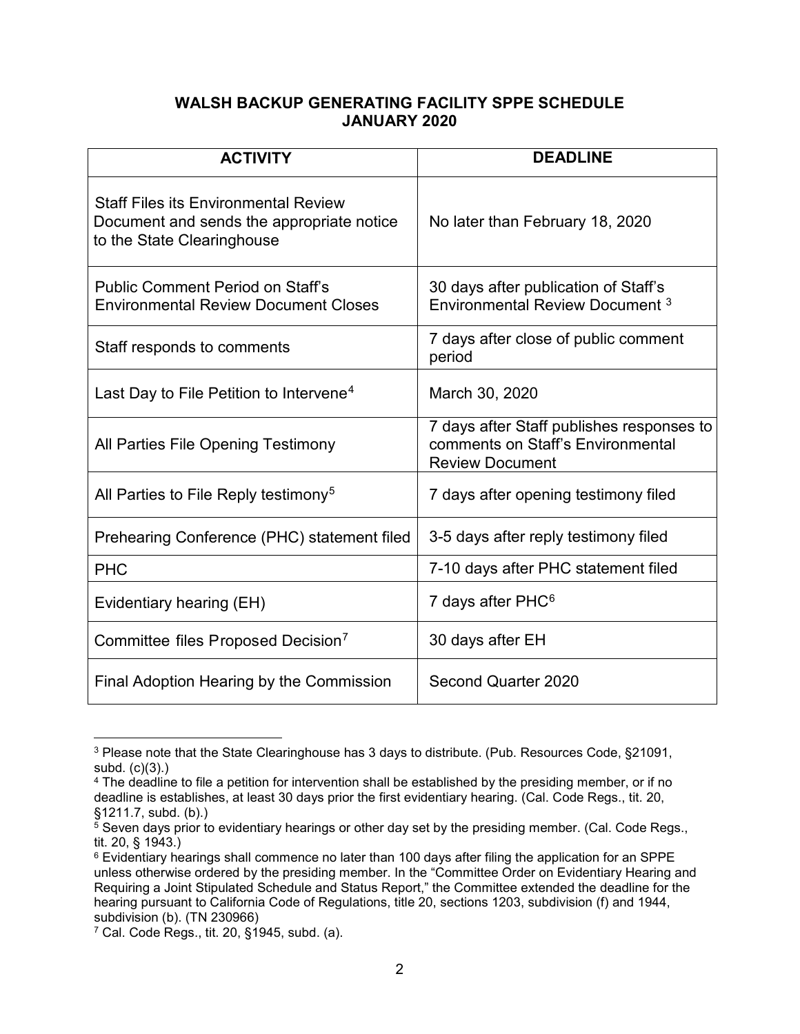**WALSH BACKUP GENERATING FACILITY SPPE SCHEDULE**
**JANUARY 2020**

| ACTIVITY | DEADLINE |
|---|---|
| Staff Files its Environmental Review Document and sends the appropriate notice to the State Clearinghouse | No later than February 18, 2020 |
| Public Comment Period on Staff's Environmental Review Document Closes | 30 days after publication of Staff's Environmental Review Document [3] |
| Staff responds to comments | 7 days after close of public comment period |
| Last Day to File Petition to Intervene[4] | March 30, 2020 |
| All Parties File Opening Testimony | 7 days after Staff publishes responses to comments on Staff's Environmental Review Document |
| All Parties to File Reply testimony[5] | 7 days after opening testimony filed |
| Prehearing Conference (PHC) statement filed | 3-5 days after reply testimony filed |
| PHC | 7-10 days after PHC statement filed |
| Evidentiary hearing (EH) | 7 days after PHC[6] |
| Committee files Proposed Decision[7] | 30 days after EH |
| Final Adoption Hearing by the Commission | Second Quarter 2020 |

[3] Please note that the State Clearinghouse has 3 days to distribute. (Pub. Resources Code, §21091, subd. (c)(3).)

[4] The deadline to file a petition for intervention shall be established by the presiding member, or if no deadline is establishes, at least 30 days prior the first evidentiary hearing. (Cal. Code Regs., tit. 20, §1211.7, subd. (b).)

[5] Seven days prior to evidentiary hearings or other day set by the presiding member. (Cal. Code Regs., tit. 20, § 1943.)

[6] Evidentiary hearings shall commence no later than 100 days after filing the application for an SPPE unless otherwise ordered by the presiding member. In the "Committee Order on Evidentiary Hearing and Requiring a Joint Stipulated Schedule and Status Report," the Committee extended the deadline for the hearing pursuant to California Code of Regulations, title 20, sections 1203, subdivision (f) and 1944, subdivision (b). (TN 230966)

[7] Cal. Code Regs., tit. 20, §1945, subd. (a).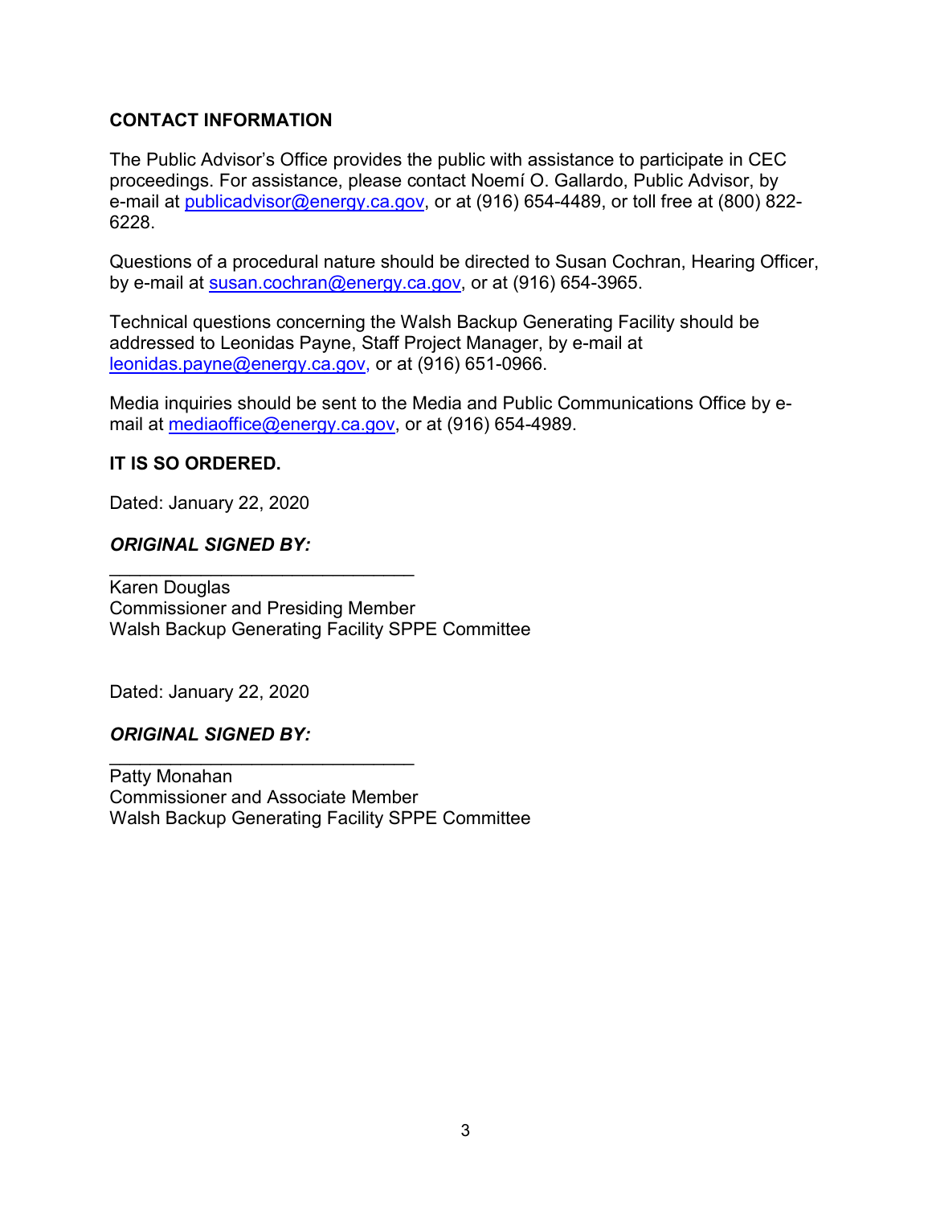## CONTACT INFORMATION

The Public Advisor's Office provides the public with assistance to participate in CEC proceedings. For assistance, please contact Noemí O. Gallardo, Public Advisor, by e-mail at publicadvisor@energy.ca.gov, or at (916) 654-4489, or toll free at (800) 822-6228.

Questions of a procedural nature should be directed to Susan Cochran, Hearing Officer, by e-mail at susan.cochran@energy.ca.gov, or at (916) 654-3965.

Technical questions concerning the Walsh Backup Generating Facility should be addressed to Leonidas Payne, Staff Project Manager, by e-mail at leonidas.payne@energy.ca.gov, or at (916) 651-0966.

Media inquiries should be sent to the Media and Public Communications Office by e-mail at mediaoffice@energy.ca.gov, or at (916) 654-4989.

**IT IS SO ORDERED.**

Dated: January 22, 2020

***ORIGINAL SIGNED BY:***

______________________________
Karen Douglas
Commissioner and Presiding Member
Walsh Backup Generating Facility SPPE Committee

Dated: January 22, 2020

***ORIGINAL SIGNED BY:***

______________________________
Patty Monahan
Commissioner and Associate Member
Walsh Backup Generating Facility SPPE Committee